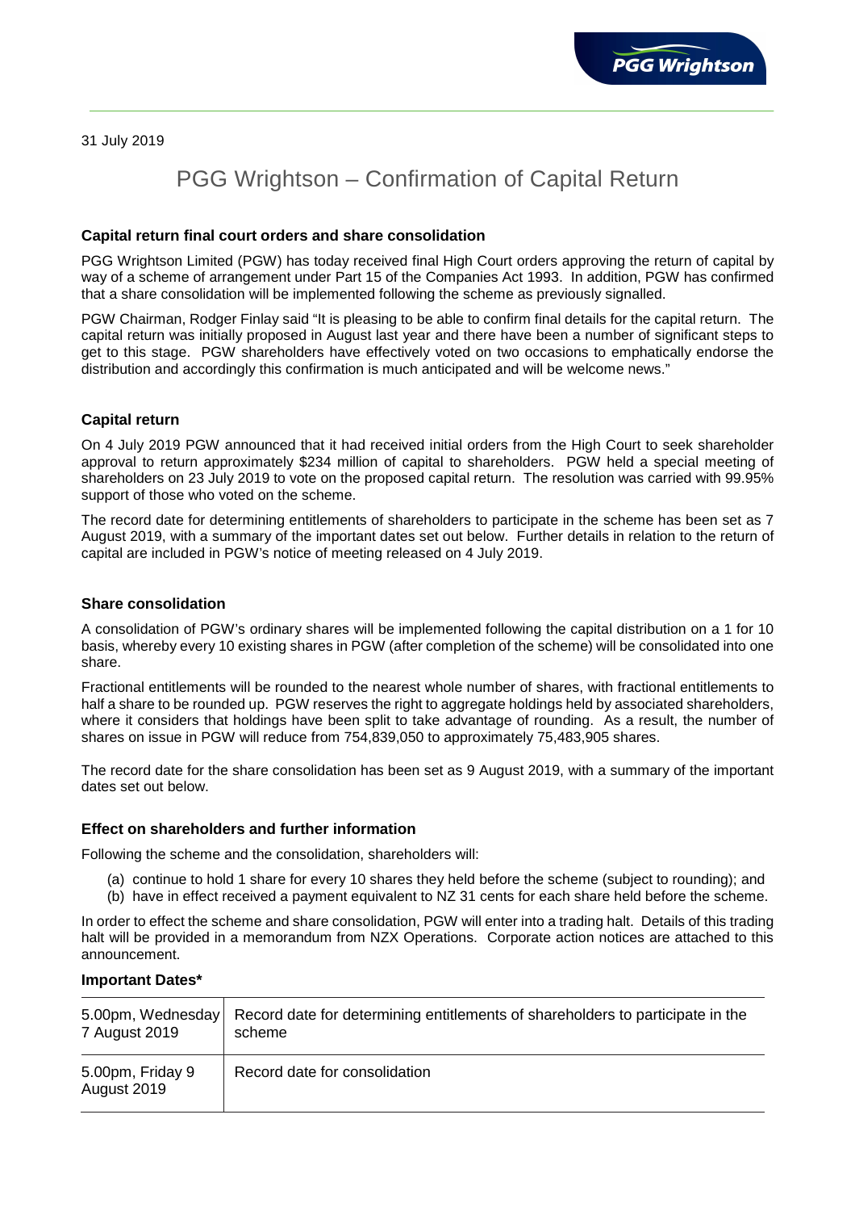31 July 2019

# PGG Wrightson – Confirmation of Capital Return

### Capital return final court orders and share consolidation

PGG Wrightson Limited (PGW) has today received final High Court orders approving the return of capital by way of a scheme of arrangement under Part 15 of the Companies Act 1993. In addition, PGW has confirmed that a share consolidation will be implemented following the scheme as previously signalled.

PGW Chairman, Rodger Finlay said "It is pleasing to be able to confirm final details for the capital return. The capital return was initially proposed in August last year and there have been a number of significant steps to get to this stage. PGW shareholders have effectively voted on two occasions to emphatically endorse the distribution and accordingly this confirmation is much anticipated and will be welcome news."

### Capital return

On 4 July 2019 PGW announced that it had received initial orders from the High Court to seek shareholder approval to return approximately $234 million of capital to shareholders. PGW held a special meeting of shareholders on 23 July 2019 to vote on the proposed capital return. The resolution was carried with 99.95% support of those who voted on the scheme.

The record date for determining entitlements of shareholders to participate in the scheme has been set as 7 August 2019, with a summary of the important dates set out below. Further details in relation to the return of capital are included in PGW's notice of meeting released on 4 July 2019.

### Share consolidation

A consolidation of PGW's ordinary shares will be implemented following the capital distribution on a 1 for 10 basis, whereby every 10 existing shares in PGW (after completion of the scheme) will be consolidated into one share.

Fractional entitlements will be rounded to the nearest whole number of shares, with fractional entitlements to half a share to be rounded up. PGW reserves the right to aggregate holdings held by associated shareholders, where it considers that holdings have been split to take advantage of rounding. As a result, the number of shares on issue in PGW will reduce from 754,839,050 to approximately 75,483,905 shares.

The record date for the share consolidation has been set as 9 August 2019, with a summary of the important dates set out below.

### Effect on shareholders and further information

Following the scheme and the consolidation, shareholders will:

(a) continue to hold 1 share for every 10 shares they held before the scheme (subject to rounding); and
(b) have in effect received a payment equivalent to NZ 31 cents for each share held before the scheme.

In order to effect the scheme and share consolidation, PGW will enter into a trading halt. Details of this trading halt will be provided in a memorandum from NZX Operations. Corporate action notices are attached to this announcement.

### Important Dates*

| | |
|---|---|
| 5.00pm, Wednesday 7 August 2019 | Record date for determining entitlements of shareholders to participate in the scheme |
| 5.00pm, Friday 9 August 2019 | Record date for consolidation |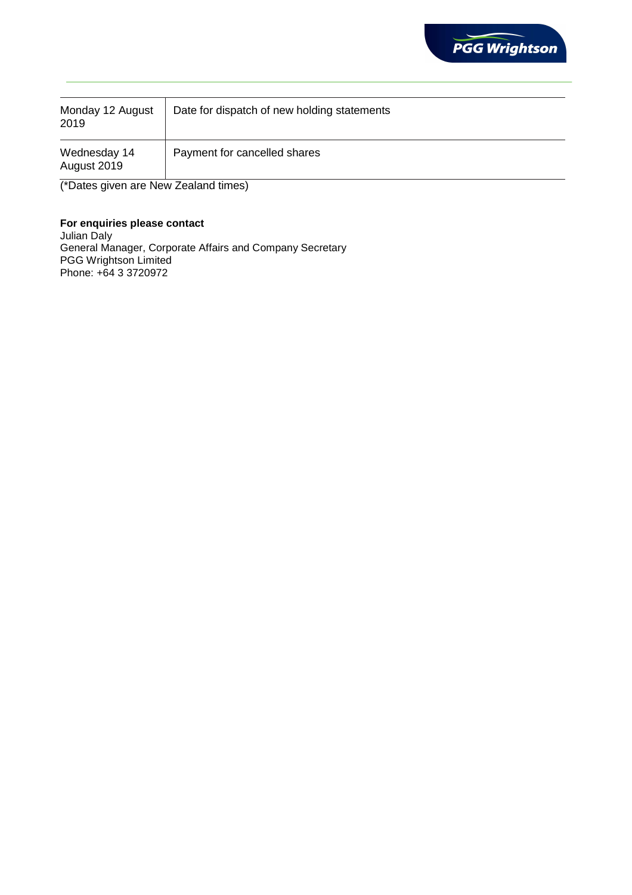| | |
|---|---|
| Monday 12 August 2019 | Date for dispatch of new holding statements |
| Wednesday 14 August 2019 | Payment for cancelled shares |

(*Dates given are New Zealand times)

**For enquiries please contact**
Julian Daly
General Manager, Corporate Affairs and Company Secretary
PGG Wrightson Limited
Phone: +64 3 3720972